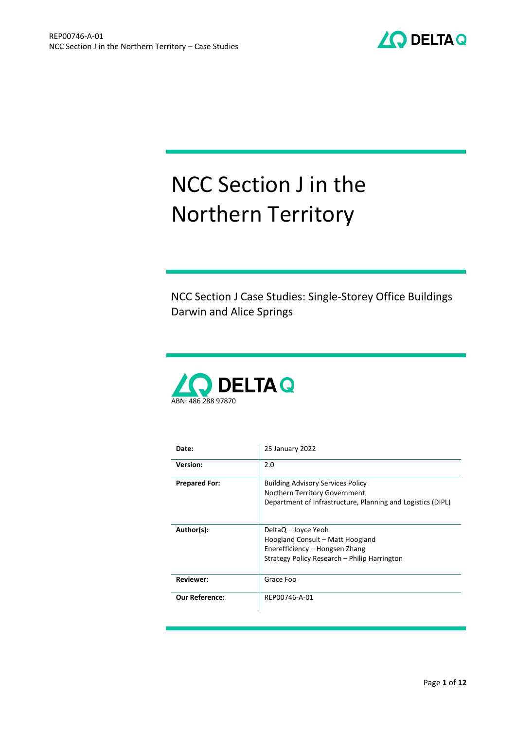# NCC Section J in the Northern Territory

NCC Section J Case Studies: Single-Storey Office Buildings Darwin and Alice Springs

DELTA Q

ABN: 486 288 97870

| | |
|---|---|
| **Date:** | 25 January 2022 |
| **Version:** | 2.0 |
| **Prepared For:** | Building Advisory Services Policy<br>Northern Territory Government<br>Department of Infrastructure, Planning and Logistics (DIPL) |
| **Author(s):** | DeltaQ – Joyce Yeoh<br>Hoogland Consult – Matt Hoogland<br>Enerefficiency – Hongsen Zhang<br>Strategy Policy Research – Philip Harrington |
| **Reviewer:** | Grace Foo |
| **Our Reference:** | REP00746-A-01 |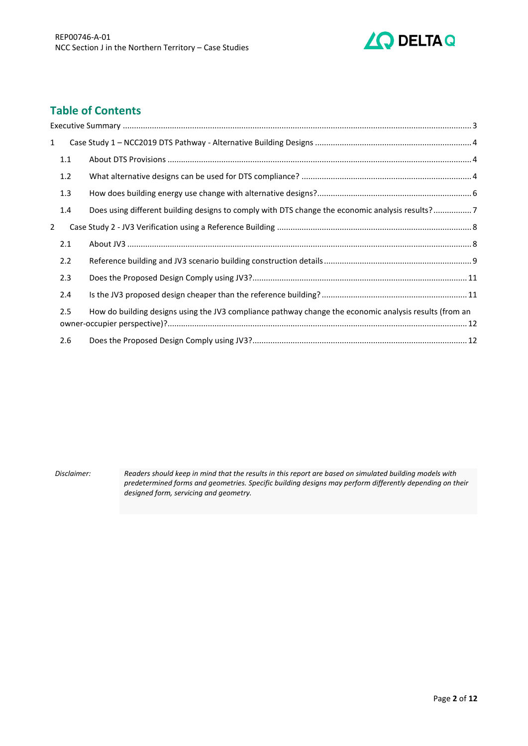## Table of Contents

Executive Summary ........................................................................................................................................... 3

1 Case Study 1 – NCC2019 DTS Pathway - Alternative Building Designs ..................................................................... 4

- 1.1 About DTS Provisions ...................................................................................................................... 4
- 1.2 What alternative designs can be used for DTS compliance? ........................................................................... 4
- 1.3 How does building energy use change with alternative designs? .................................................................... 6
- 1.4 Does using different building designs to comply with DTS change the economic analysis results? ................. 7

2 Case Study 2 - JV3 Verification using a Reference Building ..................................................................................... 8

- 2.1 About JV3 ........................................................................................................................................ 8
- 2.2 Reference building and JV3 scenario building construction details ................................................................. 9
- 2.3 Does the Proposed Design Comply using JV3? .............................................................................................. 11
- 2.4 Is the JV3 proposed design cheaper than the reference building? ................................................................ 11
- 2.5 How do building designs using the JV3 compliance pathway change the economic analysis results (from an owner-occupier perspective)? ..................................................................................................................... 12
- 2.6 Does the Proposed Design Comply using JV3? .............................................................................................. 12

*Disclaimer:* *Readers should keep in mind that the results in this report are based on simulated building models with predetermined forms and geometries. Specific building designs may perform differently depending on their designed form, servicing and geometry.*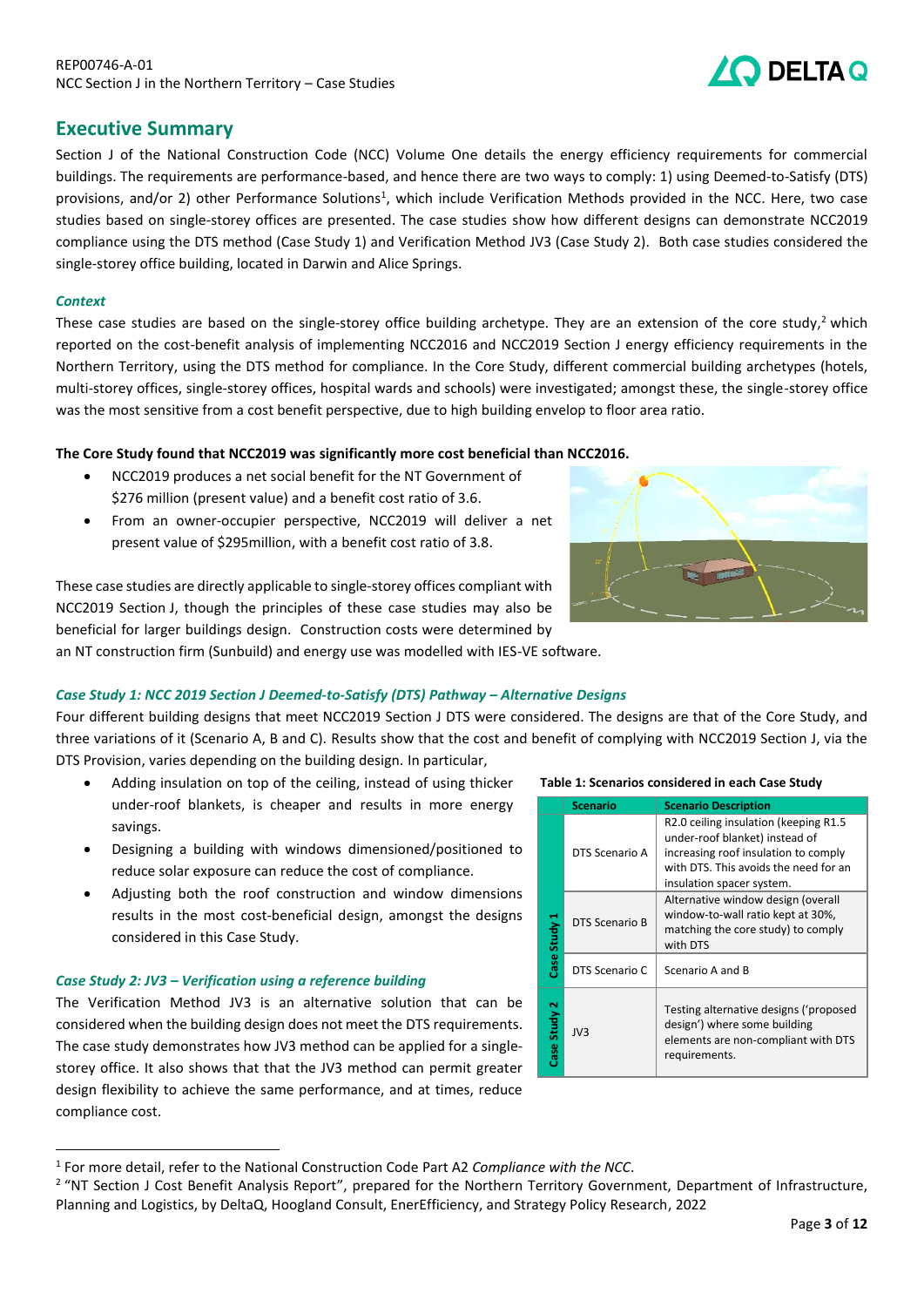## Executive Summary

Section J of the National Construction Code (NCC) Volume One details the energy efficiency requirements for commercial buildings. The requirements are performance-based, and hence there are two ways to comply: 1) using Deemed-to-Satisfy (DTS) provisions, and/or 2) other Performance Solutions[1], which include Verification Methods provided in the NCC. Here, two case studies based on single-storey offices are presented. The case studies show how different designs can demonstrate NCC2019 compliance using the DTS method (Case Study 1) and Verification Method JV3 (Case Study 2). Both case studies considered the single-storey office building, located in Darwin and Alice Springs.

### *Context*

These case studies are based on the single-storey office building archetype. They are an extension of the core study,[2] which reported on the cost-benefit analysis of implementing NCC2016 and NCC2019 Section J energy efficiency requirements in the Northern Territory, using the DTS method for compliance. In the Core Study, different commercial building archetypes (hotels, multi-storey offices, single-storey offices, hospital wards and schools) were investigated; amongst these, the single-storey office was the most sensitive from a cost benefit perspective, due to high building envelop to floor area ratio.

**The Core Study found that NCC2019 was significantly more cost beneficial than NCC2016.**

- NCC2019 produces a net social benefit for the NT Government of $276 million (present value) and a benefit cost ratio of 3.6.
- From an owner-occupier perspective, NCC2019 will deliver a net present value of $295million, with a benefit cost ratio of 3.8.

These case studies are directly applicable to single-storey offices compliant with NCC2019 Section J, though the principles of these case studies may also be beneficial for larger buildings design. Construction costs were determined by an NT construction firm (Sunbuild) and energy use was modelled with IES-VE software.

### *Case Study 1: NCC 2019 Section J Deemed-to-Satisfy (DTS) Pathway – Alternative Designs*

Four different building designs that meet NCC2019 Section J DTS were considered. The designs are that of the Core Study, and three variations of it (Scenario A, B and C). Results show that the cost and benefit of complying with NCC2019 Section J, via the DTS Provision, varies depending on the building design. In particular,

- Adding insulation on top of the ceiling, instead of using thicker under-roof blankets, is cheaper and results in more energy savings.
- Designing a building with windows dimensioned/positioned to reduce solar exposure can reduce the cost of compliance.
- Adjusting both the roof construction and window dimensions results in the most cost-beneficial design, amongst the designs considered in this Case Study.

**Table 1: Scenarios considered in each Case Study**

| | Scenario | Scenario Description |
|---|---|---|
| Case Study 1 | DTS Scenario A | R2.0 ceiling insulation (keeping R1.5 under-roof blanket) instead of increasing roof insulation to comply with DTS. This avoids the need for an insulation spacer system. |
| | DTS Scenario B | Alternative window design (overall window-to-wall ratio kept at 30%, matching the core study) to comply with DTS |
| | DTS Scenario C | Scenario A and B |
| Case Study 2 | JV3 | Testing alternative designs ('proposed design') where some building elements are non-compliant with DTS requirements. |

### *Case Study 2: JV3 – Verification using a reference building*

The Verification Method JV3 is an alternative solution that can be considered when the building design does not meet the DTS requirements. The case study demonstrates how JV3 method can be applied for a single-storey office. It also shows that that the JV3 method can permit greater design flexibility to achieve the same performance, and at times, reduce compliance cost.

---

[1] For more detail, refer to the National Construction Code Part A2 *Compliance with the NCC*.

[2] "NT Section J Cost Benefit Analysis Report", prepared for the Northern Territory Government, Department of Infrastructure, Planning and Logistics, by DeltaQ, Hoogland Consult, EnerEfficiency, and Strategy Policy Research, 2022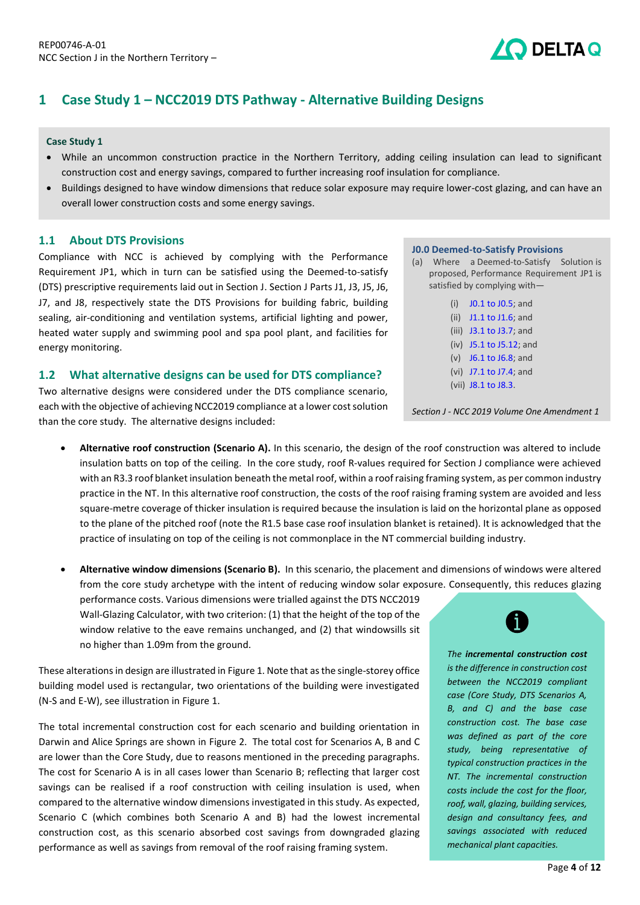# 1 Case Study 1 – NCC2019 DTS Pathway - Alternative Building Designs

**Case Study 1**

- While an uncommon construction practice in the Northern Territory, adding ceiling insulation can lead to significant construction cost and energy savings, compared to further increasing roof insulation for compliance.
- Buildings designed to have window dimensions that reduce solar exposure may require lower-cost glazing, and can have an overall lower construction costs and some energy savings.

## 1.1 About DTS Provisions

Compliance with NCC is achieved by complying with the Performance Requirement JP1, which in turn can be satisfied using the Deemed-to-satisfy (DTS) prescriptive requirements laid out in Section J. Section J Parts J1, J3, J5, J6, J7, and J8, respectively state the DTS Provisions for building fabric, building sealing, air-conditioning and ventilation systems, artificial lighting and power, heated water supply and swimming pool and spa pool plant, and facilities for energy monitoring.

**J0.0 Deemed-to-Satisfy Provisions**

(a) Where a Deemed-to-Satisfy Solution is proposed, Performance Requirement JP1 is satisfied by complying with—

(i) J0.1 to J0.5; and
(ii) J1.1 to J1.6; and
(iii) J3.1 to J3.7; and
(iv) J5.1 to J5.12; and
(v) J6.1 to J6.8; and
(vi) J7.1 to J7.4; and
(vii) J8.1 to J8.3.

*Section J - NCC 2019 Volume One Amendment 1*

## 1.2 What alternative designs can be used for DTS compliance?

Two alternative designs were considered under the DTS compliance scenario, each with the objective of achieving NCC2019 compliance at a lower cost solution than the core study. The alternative designs included:

- **Alternative roof construction (Scenario A).** In this scenario, the design of the roof construction was altered to include insulation batts on top of the ceiling. In the core study, roof R-values required for Section J compliance were achieved with an R3.3 roof blanket insulation beneath the metal roof, within a roof raising framing system, as per common industry practice in the NT. In this alternative roof construction, the costs of the roof raising framing system are avoided and less square-metre coverage of thicker insulation is required because the insulation is laid on the horizontal plane as opposed to the plane of the pitched roof (note the R1.5 base case roof insulation blanket is retained). It is acknowledged that the practice of insulating on top of the ceiling is not commonplace in the NT commercial building industry.

- **Alternative window dimensions (Scenario B).** In this scenario, the placement and dimensions of windows were altered from the core study archetype with the intent of reducing window solar exposure. Consequently, this reduces glazing performance costs. Various dimensions were trialled against the DTS NCC2019 Wall-Glazing Calculator, with two criterion: (1) that the height of the top of the window relative to the eave remains unchanged, and (2) that windowsills sit no higher than 1.09m from the ground.

These alterations in design are illustrated in Figure 1. Note that as the single-storey office building model used is rectangular, two orientations of the building were investigated (N-S and E-W), see illustration in Figure 1.

The total incremental construction cost for each scenario and building orientation in Darwin and Alice Springs are shown in Figure 2. The total cost for Scenarios A, B and C are lower than the Core Study, due to reasons mentioned in the preceding paragraphs. The cost for Scenario A is in all cases lower than Scenario B; reflecting that larger cost savings can be realised if a roof construction with ceiling insulation is used, when compared to the alternative window dimensions investigated in this study. As expected, Scenario C (which combines both Scenario A and B) had the lowest incremental construction cost, as this scenario absorbed cost savings from downgraded glazing performance as well as savings from removal of the roof raising framing system.

*The **incremental construction cost** is the difference in construction cost between the NCC2019 compliant case (Core Study, DTS Scenarios A, B, and C) and the base case construction cost. The base case was defined as part of the core study, being representative of typical construction practices in the NT. The incremental construction costs include the cost for the floor, roof, wall, glazing, building services, design and consultancy fees, and savings associated with reduced mechanical plant capacities.*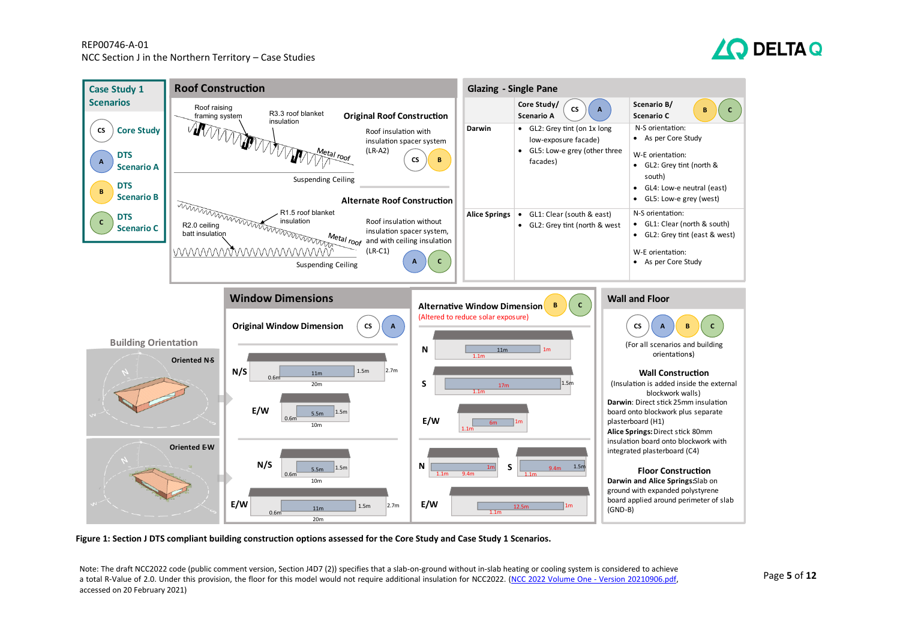## Case Study 1 Scenarios

- CS – Core Study
- A – DTS Scenario A
- B – DTS Scenario B
- C – DTS Scenario C

## Roof Construction

**Original Roof Construction** (CS, B)

Roof raising framing system; R3.3 roof blanket insulation; Metal roof; Suspending Ceiling

Roof insulation with insulation spacer system (LR-A2)

**Alternate Roof Construction** (A, C)

R2.0 ceiling batt insulation; R1.5 roof blanket insulation; Metal roof; Suspending Ceiling

Roof insulation without insulation spacer system, and with ceiling insulation (LR-C1)

## Glazing - Single Pane

| | Core Study/ Scenario A (CS, A) | Scenario B/ Scenario C (B, C) |
|---|---|---|
| Darwin | • GL2: Grey tint (on 1x long low-exposure facade)<br>• GL5: Low-e grey (other three facades) | N-S orientation:<br>• As per Core Study<br><br>W-E orientation:<br>• GL2: Grey tint (north & south)<br>• GL4: Low-e neutral (east)<br>• GL5: Low-e grey (west) |
| Alice Springs | • GL1: Clear (south & east)<br>• GL2: Grey tint (north & west | N-S orientation:<br>• GL1: Clear (north & south)<br>• GL2: Grey tint (east & west)<br><br>W-E orientation:<br>• As per Core Study |

## Building Orientation

Oriented N-S

Oriented E-W

## Window Dimensions

**Original Window Dimension** (CS, A)

Oriented N-S:
- N/S: 20m wall, 2.7m; window 11m × 1.5m, sill 0.6m
- E/W: 10m wall; window 5.5m × 1.5m, sill 0.6m

Oriented E-W:
- N/S: 10m wall; window 5.5m × 1.5m, sill 0.6m
- E/W: 20m wall, 2.7m; window 11m × 1.5m, sill 0.6m

**Alternative Window Dimension** (B, C)

(Altered to reduce solar exposure)

Oriented N-S:
- N: window 11m × 1m, sill 1.1m
- S: window 17m × 1.5m, sill 1.1m
- E/W: window 6m × 1m, sill 1.1m

Oriented E-W:
- N: window 9.4m × 1m, sill 1.1m
- S: window 9.4m × 1.5m, sill 1.1m
- E/W: window 12.5m × 1m, sill 1.1m

## Wall and Floor

CS, A, B, C (For all scenarios and building orientations)

**Wall Construction**

(Insulation is added inside the external blockwork walls)

**Darwin**: Direct stick 25mm insulation board onto blockwork plus separate plasterboard (H1)

**Alice Springs:** Direct stick 80mm insulation board onto blockwork with integrated plasterboard (C4)

**Floor Construction**

**Darwin and Alice Springs:** Slab on ground with expanded polystyrene board applied around perimeter of slab (GND-B)

**Figure 1: Section J DTS compliant building construction options assessed for the Core Study and Case Study 1 Scenarios.**

Note: The draft NCC2022 code (public comment version, Section J4D7 (2)) specifies that a slab-on-ground without in-slab heating or cooling system is considered to achieve a total R-Value of 2.0. Under this provision, the floor for this model would not require additional insulation for NCC2022. (NCC 2022 Volume One - Version 20210906.pdf, accessed on 20 February 2021)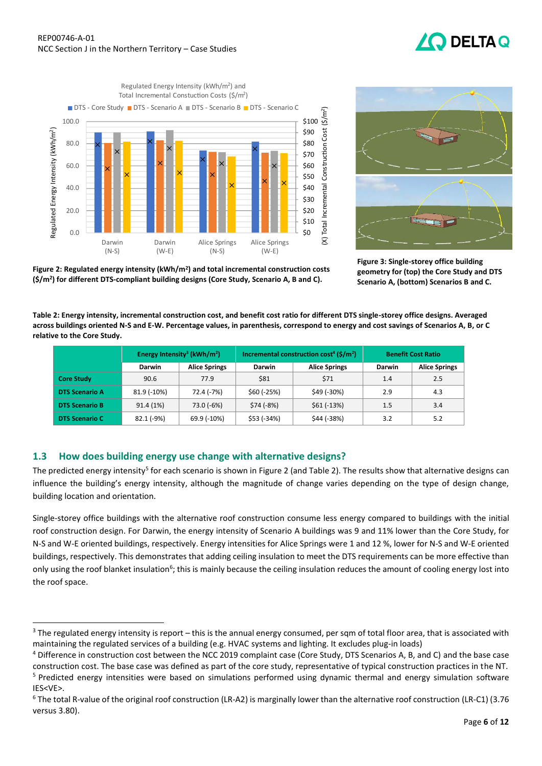Figure 2: Regulated energy intensity (kWh/m²) and total incremental construction costs ($/m²) for different DTS-compliant building designs (Core Study, Scenario A, B and C).

Figure 3: Single-storey office building geometry for (top) the Core Study and DTS Scenario A, (bottom) Scenarios B and C.

**Table 2: Energy intensity, incremental construction cost, and benefit cost ratio for different DTS single-storey office designs. Averaged across buildings oriented N-S and E-W. Percentage values, in parenthesis, correspond to energy and cost savings of Scenarios A, B, or C relative to the Core Study.**

| | Energy Intensity[3] (kWh/m²) | | Incremental construction cost[4] ($/m²) | | Benefit Cost Ratio | |
|---|---|---|---|---|---|---|
| | Darwin | Alice Springs | Darwin | Alice Springs | Darwin | Alice Springs |
| **Core Study** | 90.6 | 77.9 | $81 | $71 | 1.4 | 2.5 |
| **DTS Scenario A** | 81.9 (-10%) | 72.4 (-7%) | $60 (-25%) | $49 (-30%) | 2.9 | 4.3 |
| **DTS Scenario B** | 91.4 (1%) | 73.0 (-6%) | $74 (-8%) | $61 (-13%) | 1.5 | 3.4 |
| **DTS Scenario C** | 82.1 (-9%) | 69.9 (-10%) | $53 (-34%) | $44 (-38%) | 3.2 | 5.2 |

## 1.3 How does building energy use change with alternative designs?

The predicted energy intensity[5] for each scenario is shown in Figure 2 (and Table 2). The results show that alternative designs can influence the building's energy intensity, although the magnitude of change varies depending on the type of design change, building location and orientation.

Single-storey office buildings with the alternative roof construction consume less energy compared to buildings with the initial roof construction design. For Darwin, the energy intensity of Scenario A buildings was 9 and 11% lower than the Core Study, for N-S and W-E oriented buildings, respectively. Energy intensities for Alice Springs were 1 and 12 %, lower for N-S and W-E oriented buildings, respectively. This demonstrates that adding ceiling insulation to meet the DTS requirements can be more effective than only using the roof blanket insulation[6]; this is mainly because the ceiling insulation reduces the amount of cooling energy lost into the roof space.

---

[3] The regulated energy intensity is report – this is the annual energy consumed, per sqm of total floor area, that is associated with maintaining the regulated services of a building (e.g. HVAC systems and lighting. It excludes plug-in loads)

[4] Difference in construction cost between the NCC 2019 complaint case (Core Study, DTS Scenarios A, B, and C) and the base case construction cost. The base case was defined as part of the core study, representative of typical construction practices in the NT.

[5] Predicted energy intensities were based on simulations performed using dynamic thermal and energy simulation software IES<VE>.

[6] The total R-value of the original roof construction (LR-A2) is marginally lower than the alternative roof construction (LR-C1) (3.76 versus 3.80).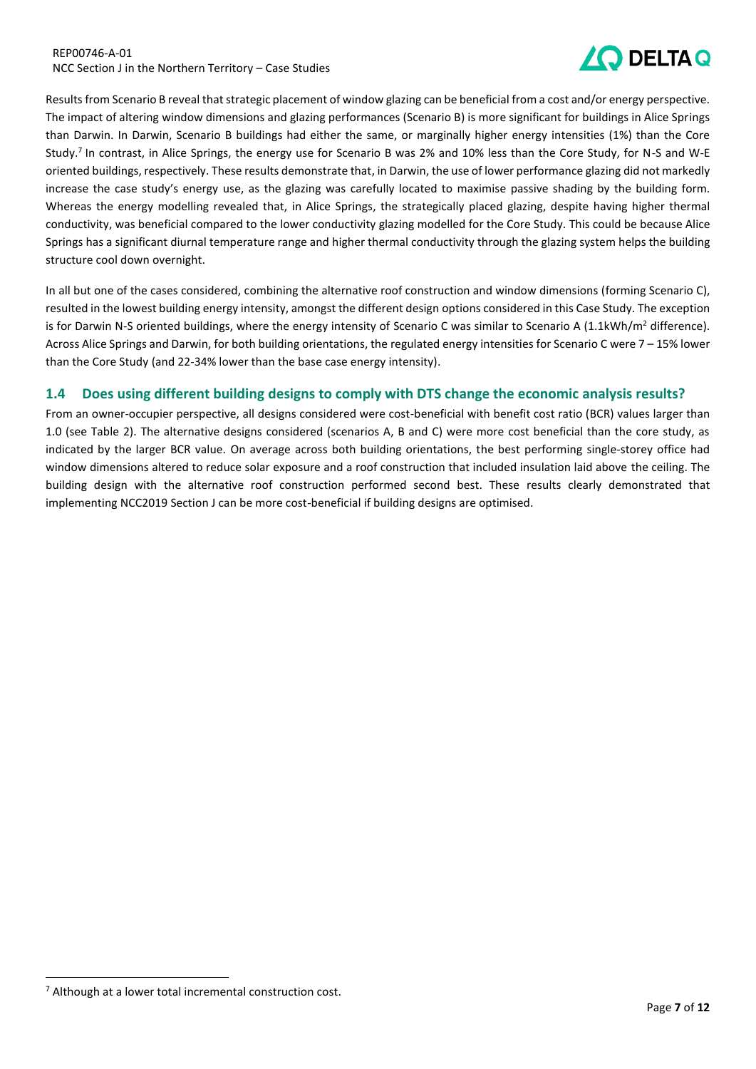Results from Scenario B reveal that strategic placement of window glazing can be beneficial from a cost and/or energy perspective. The impact of altering window dimensions and glazing performances (Scenario B) is more significant for buildings in Alice Springs than Darwin. In Darwin, Scenario B buildings had either the same, or marginally higher energy intensities (1%) than the Core Study.[7] In contrast, in Alice Springs, the energy use for Scenario B was 2% and 10% less than the Core Study, for N-S and W-E oriented buildings, respectively. These results demonstrate that, in Darwin, the use of lower performance glazing did not markedly increase the case study's energy use, as the glazing was carefully located to maximise passive shading by the building form. Whereas the energy modelling revealed that, in Alice Springs, the strategically placed glazing, despite having higher thermal conductivity, was beneficial compared to the lower conductivity glazing modelled for the Core Study. This could be because Alice Springs has a significant diurnal temperature range and higher thermal conductivity through the glazing system helps the building structure cool down overnight.

In all but one of the cases considered, combining the alternative roof construction and window dimensions (forming Scenario C), resulted in the lowest building energy intensity, amongst the different design options considered in this Case Study. The exception is for Darwin N-S oriented buildings, where the energy intensity of Scenario C was similar to Scenario A (1.1kWh/m$^2$ difference). Across Alice Springs and Darwin, for both building orientations, the regulated energy intensities for Scenario C were 7 – 15% lower than the Core Study (and 22-34% lower than the base case energy intensity).

## 1.4 Does using different building designs to comply with DTS change the economic analysis results?

From an owner-occupier perspective, all designs considered were cost-beneficial with benefit cost ratio (BCR) values larger than 1.0 (see Table 2). The alternative designs considered (scenarios A, B and C) were more cost beneficial than the core study, as indicated by the larger BCR value. On average across both building orientations, the best performing single-storey office had window dimensions altered to reduce solar exposure and a roof construction that included insulation laid above the ceiling. The building design with the alternative roof construction performed second best. These results clearly demonstrated that implementing NCC2019 Section J can be more cost-beneficial if building designs are optimised.

[7] Although at a lower total incremental construction cost.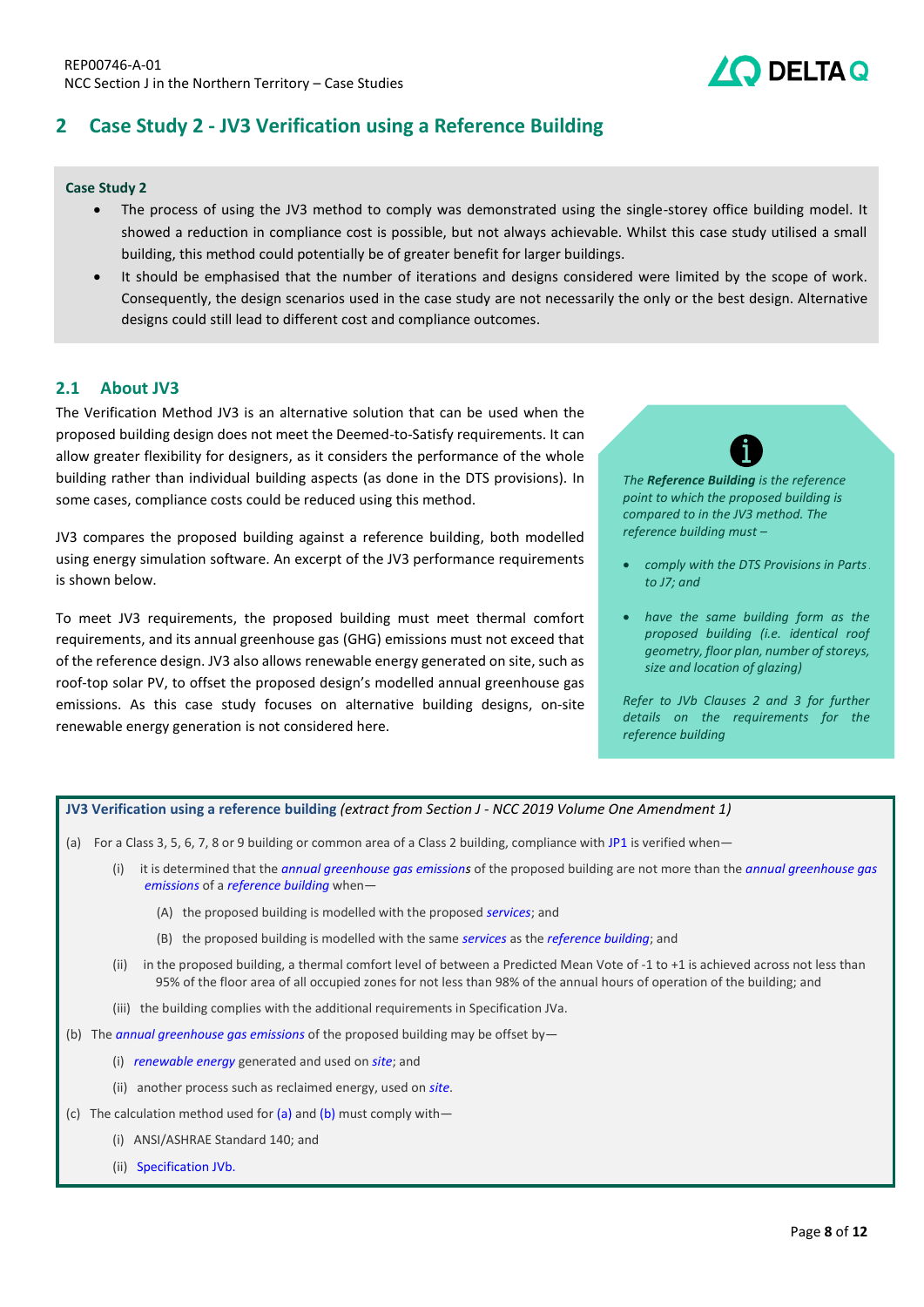# 2 Case Study 2 - JV3 Verification using a Reference Building

**Case Study 2**

- The process of using the JV3 method to comply was demonstrated using the single-storey office building model. It showed a reduction in compliance cost is possible, but not always achievable. Whilst this case study utilised a small building, this method could potentially be of greater benefit for larger buildings.
- It should be emphasised that the number of iterations and designs considered were limited by the scope of work. Consequently, the design scenarios used in the case study are not necessarily the only or the best design. Alternative designs could still lead to different cost and compliance outcomes.

## 2.1 About JV3

The Verification Method JV3 is an alternative solution that can be used when the proposed building design does not meet the Deemed-to-Satisfy requirements. It can allow greater flexibility for designers, as it considers the performance of the whole building rather than individual building aspects (as done in the DTS provisions). In some cases, compliance costs could be reduced using this method.

JV3 compares the proposed building against a reference building, both modelled using energy simulation software. An excerpt of the JV3 performance requirements is shown below.

To meet JV3 requirements, the proposed building must meet thermal comfort requirements, and its annual greenhouse gas (GHG) emissions must not exceed that of the reference design. JV3 also allows renewable energy generated on site, such as roof-top solar PV, to offset the proposed design's modelled annual greenhouse gas emissions. As this case study focuses on alternative building designs, on-site renewable energy generation is not considered here.

*The **Reference Building** is the reference point to which the proposed building is compared to in the JV3 method. The reference building must –*

- *comply with the DTS Provisions in Parts to J7; and*
- *have the same building form as the proposed building (i.e. identical roof geometry, floor plan, number of storeys, size and location of glazing)*

*Refer to JVb Clauses 2 and 3 for further details on the requirements for the reference building*

**JV3 Verification using a reference building** *(extract from Section J - NCC 2019 Volume One Amendment 1)*

(a) For a Class 3, 5, 6, 7, 8 or 9 building or common area of a Class 2 building, compliance with JP1 is verified when—

(i) it is determined that the *annual greenhouse gas emissions* of the proposed building are not more than the *annual greenhouse gas emissions* of a *reference building* when—

(A) the proposed building is modelled with the proposed *services*; and

(B) the proposed building is modelled with the same *services* as the *reference building*; and

(ii) in the proposed building, a thermal comfort level of between a Predicted Mean Vote of -1 to +1 is achieved across not less than 95% of the floor area of all occupied zones for not less than 98% of the annual hours of operation of the building; and

(iii) the building complies with the additional requirements in Specification JVa.

(b) The *annual greenhouse gas emissions* of the proposed building may be offset by—

(i) *renewable energy* generated and used on *site*; and

(ii) another process such as reclaimed energy, used on *site*.

(c) The calculation method used for (a) and (b) must comply with—

(i) ANSI/ASHRAE Standard 140; and

(ii) Specification JVb.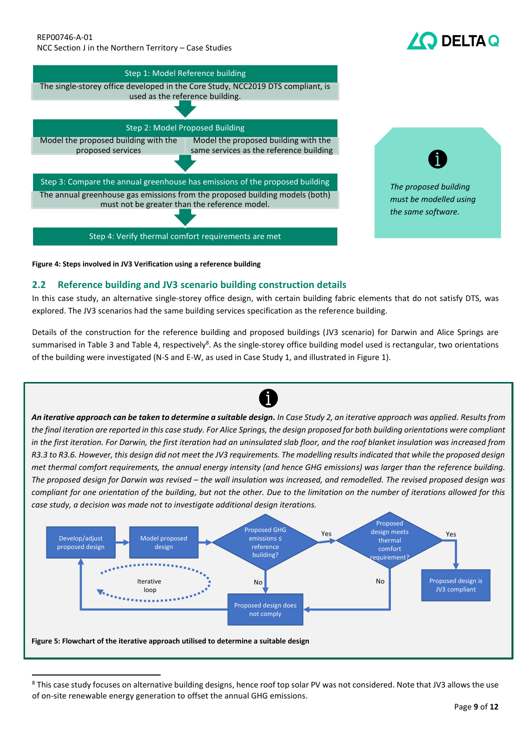Step 1: Model Reference building

The single-storey office developed in the Core Study, NCC2019 DTS compliant, is used as the reference building.

Step 2: Model Proposed Building

Model the proposed building with the proposed services | Model the proposed building with the same services as the reference building

Step 3: Compare the annual greenhouse has emissions of the proposed building

The annual greenhouse gas emissions from the proposed building models (both) must not be greater than the reference model.

Step 4: Verify thermal comfort requirements are met

*The proposed building must be modelled using the same software.*

**Figure 4: Steps involved in JV3 Verification using a reference building**

## 2.2 Reference building and JV3 scenario building construction details

In this case study, an alternative single-storey office design, with certain building fabric elements that do not satisfy DTS, was explored. The JV3 scenarios had the same building services specification as the reference building.

Details of the construction for the reference building and proposed buildings (JV3 scenario) for Darwin and Alice Springs are summarised in Table 3 and Table 4, respectively[8]. As the single-storey office building model used is rectangular, two orientations of the building were investigated (N-S and E-W, as used in Case Study 1, and illustrated in Figure 1).

***An iterative approach can be taken to determine a suitable design.*** *In Case Study 2, an iterative approach was applied. Results from the final iteration are reported in this case study. For Alice Springs, the design proposed for both building orientations were compliant in the first iteration. For Darwin, the first iteration had an uninsulated slab floor, and the roof blanket insulation was increased from R3.3 to R3.6. However, this design did not meet the JV3 requirements. The modelling results indicated that while the proposed design met thermal comfort requirements, the annual energy intensity (and hence GHG emissions) was larger than the reference building. The proposed design for Darwin was revised – the wall insulation was increased, and remodelled. The revised proposed design was compliant for one orientation of the building, but not the other. Due to the limitation on the number of iterations allowed for this case study, a decision was made not to investigate additional design iterations.*

Develop/adjust proposed design → Model proposed design → Proposed GHG emissions ≤ reference building? → Yes → Proposed design meets thermal comfort requirement? → Yes → Proposed design is JV3 compliant

No (either decision) → Proposed design does not comply → Develop/adjust proposed design (Iterative loop)

**Figure 5: Flowchart of the iterative approach utilised to determine a suitable design**

[8] This case study focuses on alternative building designs, hence roof top solar PV was not considered. Note that JV3 allows the use of on-site renewable energy generation to offset the annual GHG emissions.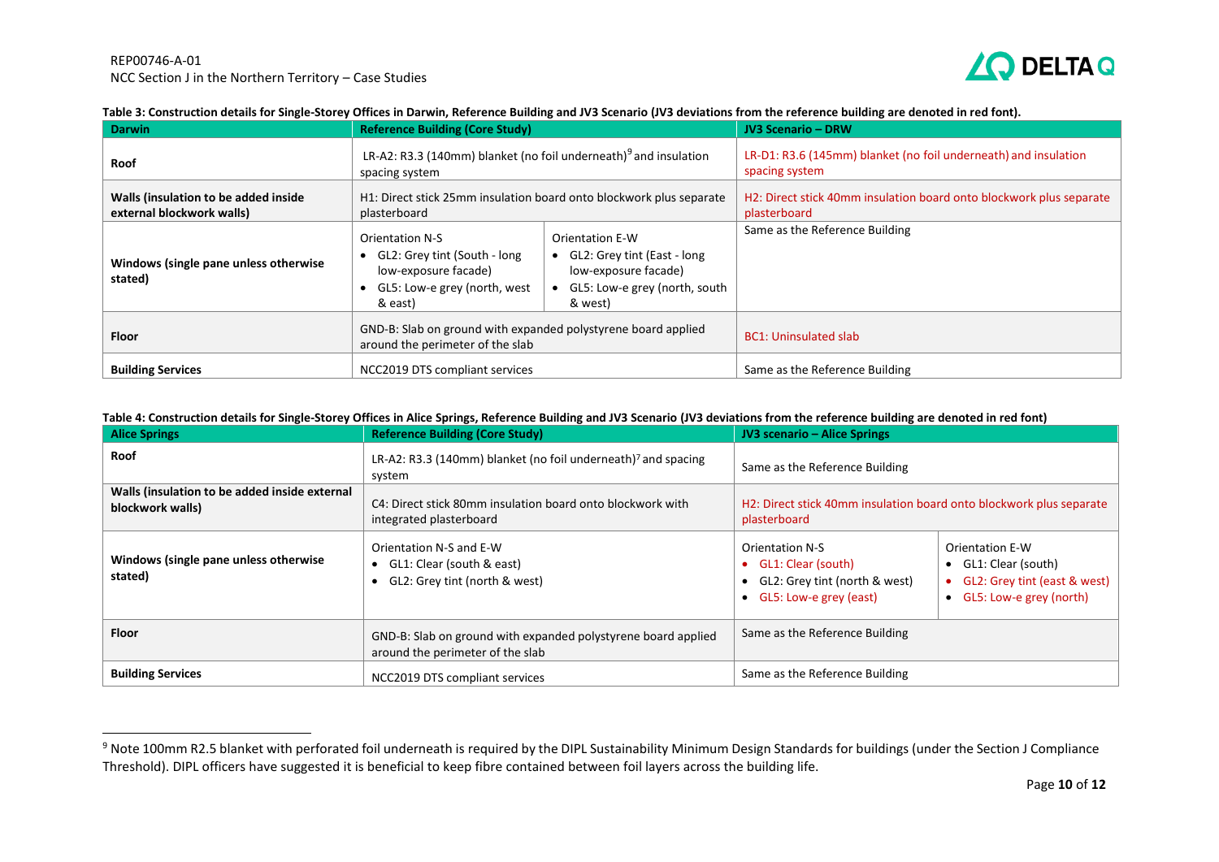**Table 3: Construction details for Single-Storey Offices in Darwin, Reference Building and JV3 Scenario (JV3 deviations from the reference building are denoted in red font).**

| Darwin | Reference Building (Core Study) | | JV3 Scenario – DRW |
|---|---|---|---|
| **Roof** | LR-A2: R3.3 (140mm) blanket (no foil underneath)[9] and insulation spacing system | | LR-D1: R3.6 (145mm) blanket (no foil underneath) and insulation spacing system |
| **Walls (insulation to be added inside external blockwork walls)** | H1: Direct stick 25mm insulation board onto blockwork plus separate plasterboard | | H2: Direct stick 40mm insulation board onto blockwork plus separate plasterboard |
| **Windows (single pane unless otherwise stated)** | Orientation N-S<br>• GL2: Grey tint (South - long low-exposure facade)<br>• GL5: Low-e grey (north, west & east) | Orientation E-W<br>• GL2: Grey tint (East - long low-exposure facade)<br>• GL5: Low-e grey (north, south & west) | Same as the Reference Building |
| **Floor** | GND-B: Slab on ground with expanded polystyrene board applied around the perimeter of the slab | | BC1: Uninsulated slab |
| **Building Services** | NCC2019 DTS compliant services | | Same as the Reference Building |

**Table 4: Construction details for Single-Storey Offices in Alice Springs, Reference Building and JV3 Scenario (JV3 deviations from the reference building are denoted in red font)**

| Alice Springs | Reference Building (Core Study) | JV3 scenario – Alice Springs | |
|---|---|---|---|
| **Roof** | LR-A2: R3.3 (140mm) blanket (no foil underneath)[7] and spacing system | Same as the Reference Building | |
| **Walls (insulation to be added inside external blockwork walls)** | C4: Direct stick 80mm insulation board onto blockwork with integrated plasterboard | H2: Direct stick 40mm insulation board onto blockwork plus separate plasterboard | |
| **Windows (single pane unless otherwise stated)** | Orientation N-S and E-W<br>• GL1: Clear (south & east)<br>• GL2: Grey tint (north & west) | Orientation N-S<br>• GL1: Clear (south)<br>• GL2: Grey tint (north & west)<br>• GL5: Low-e grey (east) | Orientation E-W<br>• GL1: Clear (south)<br>• GL2: Grey tint (east & west)<br>• GL5: Low-e grey (north) |
| **Floor** | GND-B: Slab on ground with expanded polystyrene board applied around the perimeter of the slab | Same as the Reference Building | |
| **Building Services** | NCC2019 DTS compliant services | Same as the Reference Building | |

[9] Note 100mm R2.5 blanket with perforated foil underneath is required by the DIPL Sustainability Minimum Design Standards for buildings (under the Section J Compliance Threshold). DIPL officers have suggested it is beneficial to keep fibre contained between foil layers across the building life.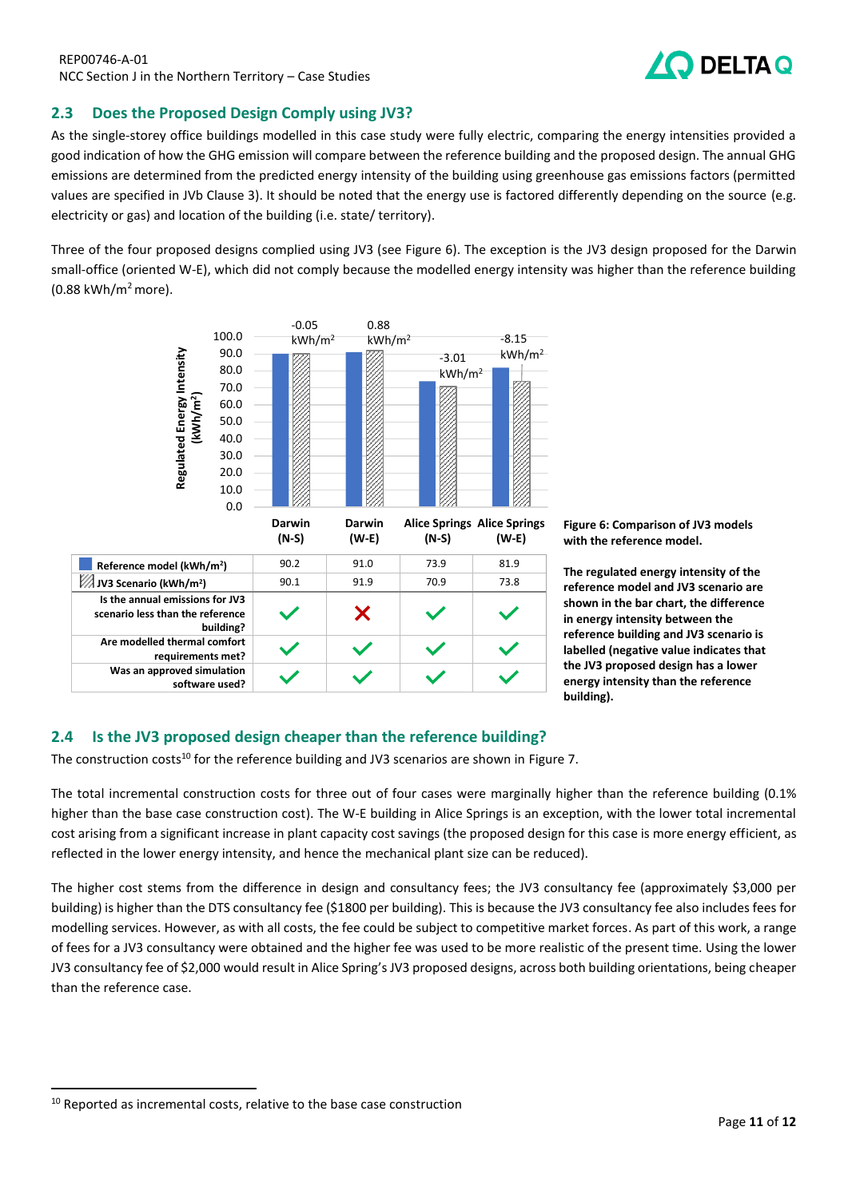## 2.3 Does the Proposed Design Comply using JV3?

As the single-storey office buildings modelled in this case study were fully electric, comparing the energy intensities provided a good indication of how the GHG emission will compare between the reference building and the proposed design. The annual GHG emissions are determined from the predicted energy intensity of the building using greenhouse gas emissions factors (permitted values are specified in JVb Clause 3). It should be noted that the energy use is factored differently depending on the source (e.g. electricity or gas) and location of the building (i.e. state/ territory).

Three of the four proposed designs complied using JV3 (see Figure 6). The exception is the JV3 design proposed for the Darwin small-office (oriented W-E), which did not comply because the modelled energy intensity was higher than the reference building (0.88 kWh/m$^2$ more).

| | Darwin (N-S) | Darwin (W-E) | Alice Springs (N-S) | Alice Springs (W-E) |
|---|---|---|---|---|
| Difference | -0.05 kWh/m$^2$ | 0.88 kWh/m$^2$ | -3.01 kWh/m$^2$ | -8.15 kWh/m$^2$ |
| Reference model (kWh/m$^2$) | 90.2 | 91.0 | 73.9 | 81.9 |
| JV3 Scenario (kWh/m$^2$) | 90.1 | 91.9 | 70.9 | 73.8 |
| Is the annual emissions for JV3 scenario less than the reference building? | ✓ | ✗ | ✓ | ✓ |
| Are modelled thermal comfort requirements met? | ✓ | ✓ | ✓ | ✓ |
| Was an approved simulation software used? | ✓ | ✓ | ✓ | ✓ |

**Figure 6: Comparison of JV3 models with the reference model.**

**The regulated energy intensity of the reference model and JV3 scenario are shown in the bar chart, the difference in energy intensity between the reference building and JV3 scenario is labelled (negative value indicates that the JV3 proposed design has a lower energy intensity than the reference building).**

## 2.4 Is the JV3 proposed design cheaper than the reference building?

The construction costs[10] for the reference building and JV3 scenarios are shown in Figure 7.

The total incremental construction costs for three out of four cases were marginally higher than the reference building (0.1% higher than the base case construction cost). The W-E building in Alice Springs is an exception, with the lower total incremental cost arising from a significant increase in plant capacity cost savings (the proposed design for this case is more energy efficient, as reflected in the lower energy intensity, and hence the mechanical plant size can be reduced).

The higher cost stems from the difference in design and consultancy fees; the JV3 consultancy fee (approximately $3,000 per building) is higher than the DTS consultancy fee ($1800 per building). This is because the JV3 consultancy fee also includes fees for modelling services. However, as with all costs, the fee could be subject to competitive market forces. As part of this work, a range of fees for a JV3 consultancy were obtained and the higher fee was used to be more realistic of the present time. Using the lower JV3 consultancy fee of $2,000 would result in Alice Spring's JV3 proposed designs, across both building orientations, being cheaper than the reference case.

[10] Reported as incremental costs, relative to the base case construction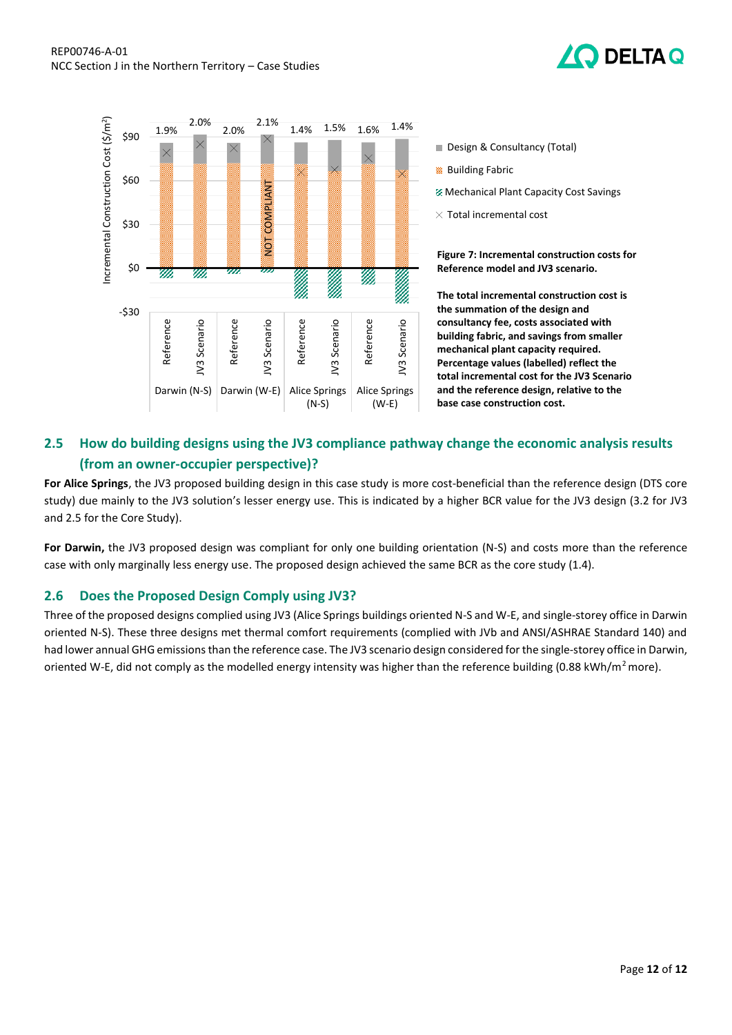Incremental Construction Cost ($/m²)

$90
$60
$30
$0
-$30

1.9%
2.0%
2.0%
2.1%
1.4%
1.5%
1.6%
1.4%

NOT COMPLIANT

Reference
JV3 Scenario
Reference
JV3 Scenario
Reference
JV3 Scenario
Reference
JV3 Scenario

Darwin (N-S)
Darwin (W-E)
Alice Springs (N-S)
Alice Springs (W-E)

Design & Consultancy (Total)
Building Fabric
Mechanical Plant Capacity Cost Savings
Total incremental cost

**Figure 7: Incremental construction costs for Reference model and JV3 scenario.**

**The total incremental construction cost is the summation of the design and consultancy fee, costs associated with building fabric, and savings from smaller mechanical plant capacity required. Percentage values (labelled) reflect the total incremental cost for the JV3 Scenario and the reference design, relative to the base case construction cost.**

## 2.5 How do building designs using the JV3 compliance pathway change the economic analysis results (from an owner-occupier perspective)?

**For Alice Springs**, the JV3 proposed building design in this case study is more cost-beneficial than the reference design (DTS core study) due mainly to the JV3 solution's lesser energy use. This is indicated by a higher BCR value for the JV3 design (3.2 for JV3 and 2.5 for the Core Study).

**For Darwin,** the JV3 proposed design was compliant for only one building orientation (N-S) and costs more than the reference case with only marginally less energy use. The proposed design achieved the same BCR as the core study (1.4).

## 2.6 Does the Proposed Design Comply using JV3?

Three of the proposed designs complied using JV3 (Alice Springs buildings oriented N-S and W-E, and single-storey office in Darwin oriented N-S). These three designs met thermal comfort requirements (complied with JVb and ANSI/ASHRAE Standard 140) and had lower annual GHG emissions than the reference case. The JV3 scenario design considered for the single-storey office in Darwin, oriented W-E, did not comply as the modelled energy intensity was higher than the reference building (0.88 kWh/m$^2$ more).